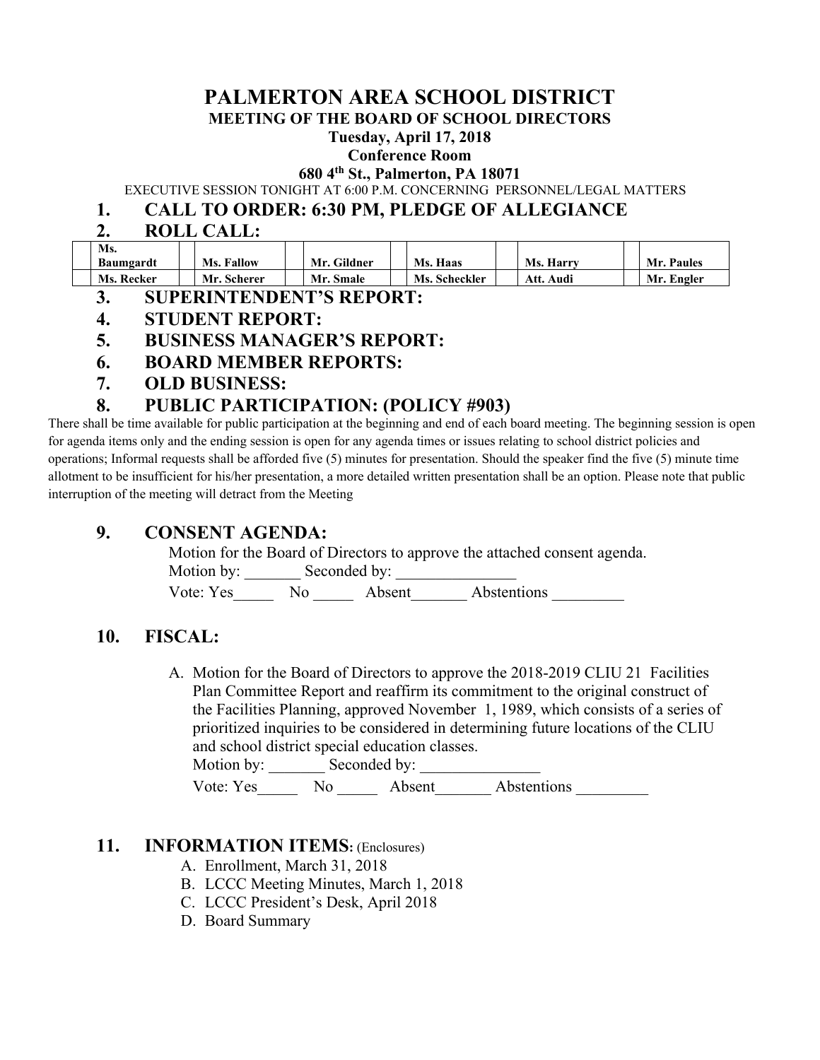# PALMERTON AREA SCHOOL DISTRICT

## MEETING OF THE BOARD OF SCHOOL DIRECTORS

**Tuesday, April 17, 2018**

**Conference Room**

**680 4th St., Palmerton, PA 18071**

EXECUTIVE SESSION TONIGHT AT 6:00 P.M. CONCERNING PERSONNEL/LEGAL MATTERS

## 1. CALL TO ORDER: 6:30 PM, PLEDGE OF ALLEGIANCE

## 2. ROLL CALL:

| | | | | | | | | | | | |
|---|---|---|---|---|---|---|---|---|---|---|---|
| | **Ms. Baumgardt** | | **Ms. Fallow** | | **Mr. Gildner** | | **Ms. Haas** | | **Ms. Harry** | | **Mr. Paules** |
| | **Ms. Recker** | | **Mr. Scherer** | | **Mr. Smale** | | **Ms. Scheckler** | | **Att. Audi** | | **Mr. Engler** |

## 3. SUPERINTENDENT'S REPORT:

## 4. STUDENT REPORT:

## 5. BUSINESS MANAGER'S REPORT:

## 6. BOARD MEMBER REPORTS:

## 7. OLD BUSINESS:

## 8. PUBLIC PARTICIPATION: (POLICY #903)

There shall be time available for public participation at the beginning and end of each board meeting. The beginning session is open for agenda items only and the ending session is open for any agenda times or issues relating to school district policies and operations; Informal requests shall be afforded five (5) minutes for presentation. Should the speaker find the five (5) minute time allotment to be insufficient for his/her presentation, a more detailed written presentation shall be an option. Please note that public interruption of the meeting will detract from the Meeting

## 9. CONSENT AGENDA:

Motion for the Board of Directors to approve the attached consent agenda.

Motion by: _______ Seconded by: _______________

Vote: Yes_____ No _____ Absent_______ Abstentions _________

## 10. FISCAL:

A. Motion for the Board of Directors to approve the 2018-2019 CLIU 21 Facilities Plan Committee Report and reaffirm its commitment to the original construct of the Facilities Planning, approved November 1, 1989, which consists of a series of prioritized inquiries to be considered in determining future locations of the CLIU and school district special education classes.

Motion by: _______ Seconded by: _______________

Vote: Yes_____ No _____ Absent_______ Abstentions _________

## 11. INFORMATION ITEMS: (Enclosures)

A. Enrollment, March 31, 2018
B. LCCC Meeting Minutes, March 1, 2018
C. LCCC President's Desk, April 2018
D. Board Summary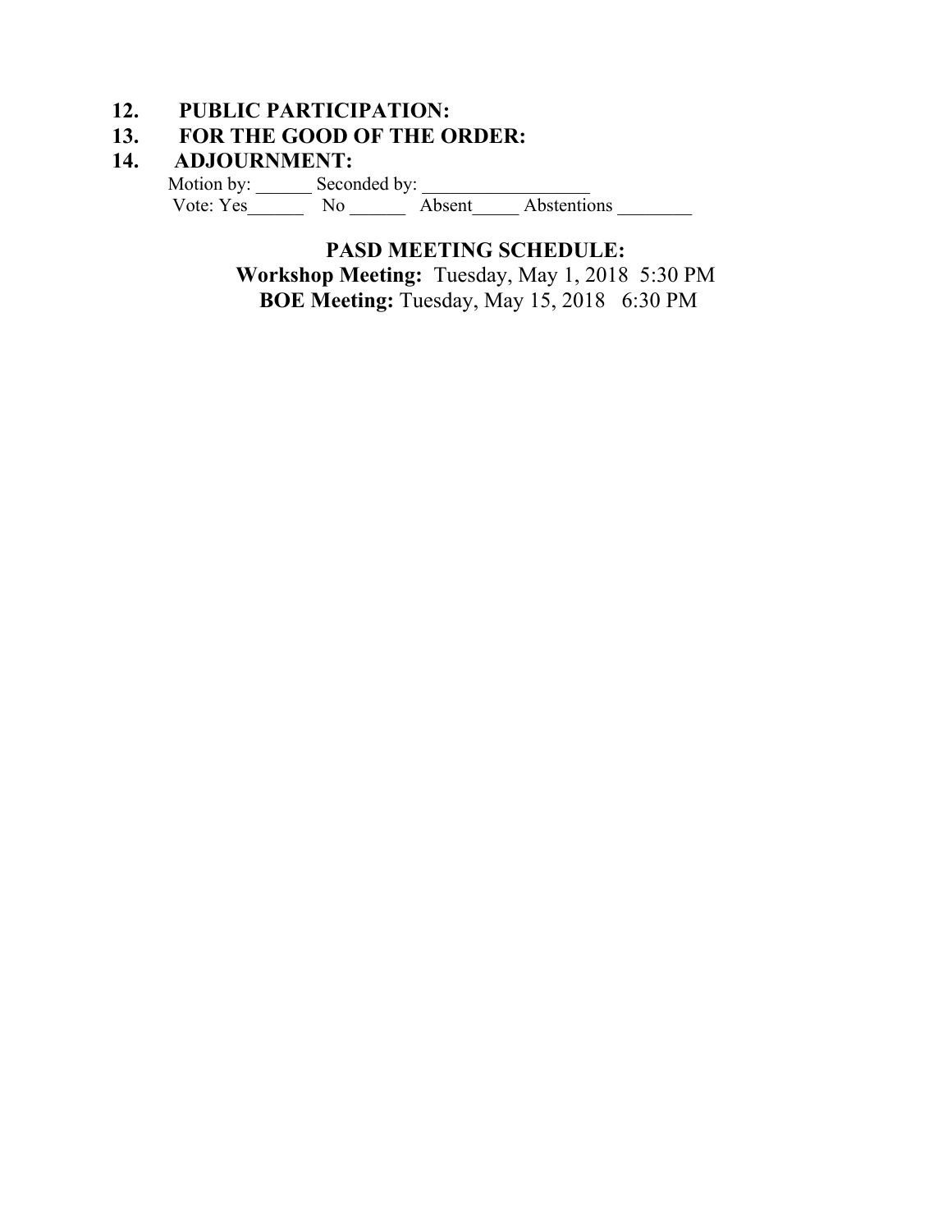**12. PUBLIC PARTICIPATION:**

**13. FOR THE GOOD OF THE ORDER:**

**14. ADJOURNMENT:**

Motion by: ______ Seconded by: __________________

Vote: Yes______ No ______ Absent_____ Abstentions ________

**PASD MEETING SCHEDULE:**

**Workshop Meeting:** Tuesday, May 1, 2018 5:30 PM

**BOE Meeting:** Tuesday, May 15, 2018 6:30 PM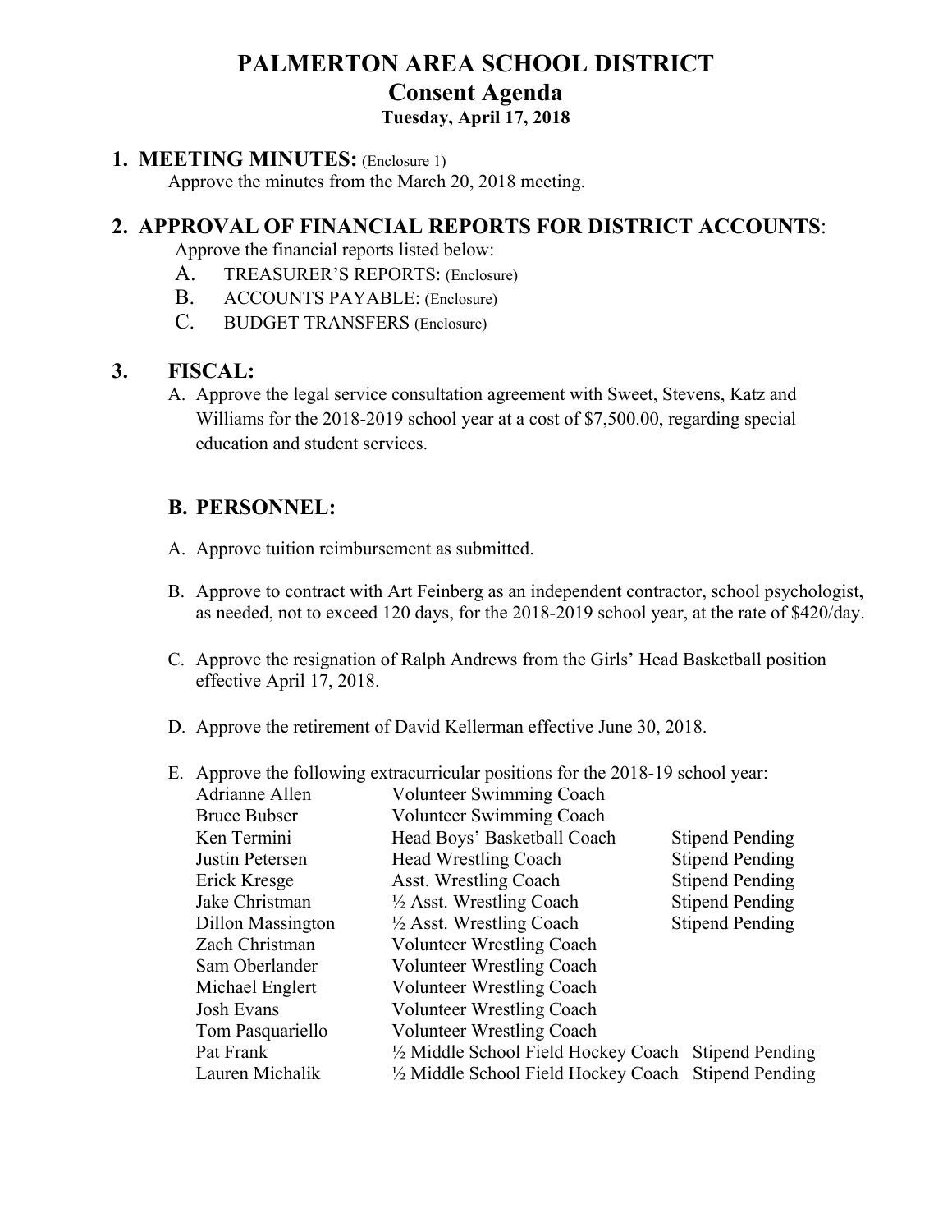# PALMERTON AREA SCHOOL DISTRICT
## Consent Agenda
**Tuesday, April 17, 2018**

## 1. MEETING MINUTES: (Enclosure 1)

Approve the minutes from the March 20, 2018 meeting.

## 2. APPROVAL OF FINANCIAL REPORTS FOR DISTRICT ACCOUNTS:

Approve the financial reports listed below:

- A. TREASURER'S REPORTS: (Enclosure)
- B. ACCOUNTS PAYABLE: (Enclosure)
- C. BUDGET TRANSFERS (Enclosure)

## 3. FISCAL:

A. Approve the legal service consultation agreement with Sweet, Stevens, Katz and Williams for the 2018-2019 school year at a cost of $7,500.00, regarding special education and student services.

## B. PERSONNEL:

A. Approve tuition reimbursement as submitted.

B. Approve to contract with Art Feinberg as an independent contractor, school psychologist, as needed, not to exceed 120 days, for the 2018-2019 school year, at the rate of $420/day.

C. Approve the resignation of Ralph Andrews from the Girls' Head Basketball position effective April 17, 2018.

D. Approve the retirement of David Kellerman effective June 30, 2018.

E. Approve the following extracurricular positions for the 2018-19 school year:

| | | |
|---|---|---|
| Adrianne Allen | Volunteer Swimming Coach | |
| Bruce Bubser | Volunteer Swimming Coach | |
| Ken Termini | Head Boys' Basketball Coach | Stipend Pending |
| Justin Petersen | Head Wrestling Coach | Stipend Pending |
| Erick Kresge | Asst. Wrestling Coach | Stipend Pending |
| Jake Christman | ½ Asst. Wrestling Coach | Stipend Pending |
| Dillon Massington | ½ Asst. Wrestling Coach | Stipend Pending |
| Zach Christman | Volunteer Wrestling Coach | |
| Sam Oberlander | Volunteer Wrestling Coach | |
| Michael Englert | Volunteer Wrestling Coach | |
| Josh Evans | Volunteer Wrestling Coach | |
| Tom Pasquariello | Volunteer Wrestling Coach | |
| Pat Frank | ½ Middle School Field Hockey Coach | Stipend Pending |
| Lauren Michalik | ½ Middle School Field Hockey Coach | Stipend Pending |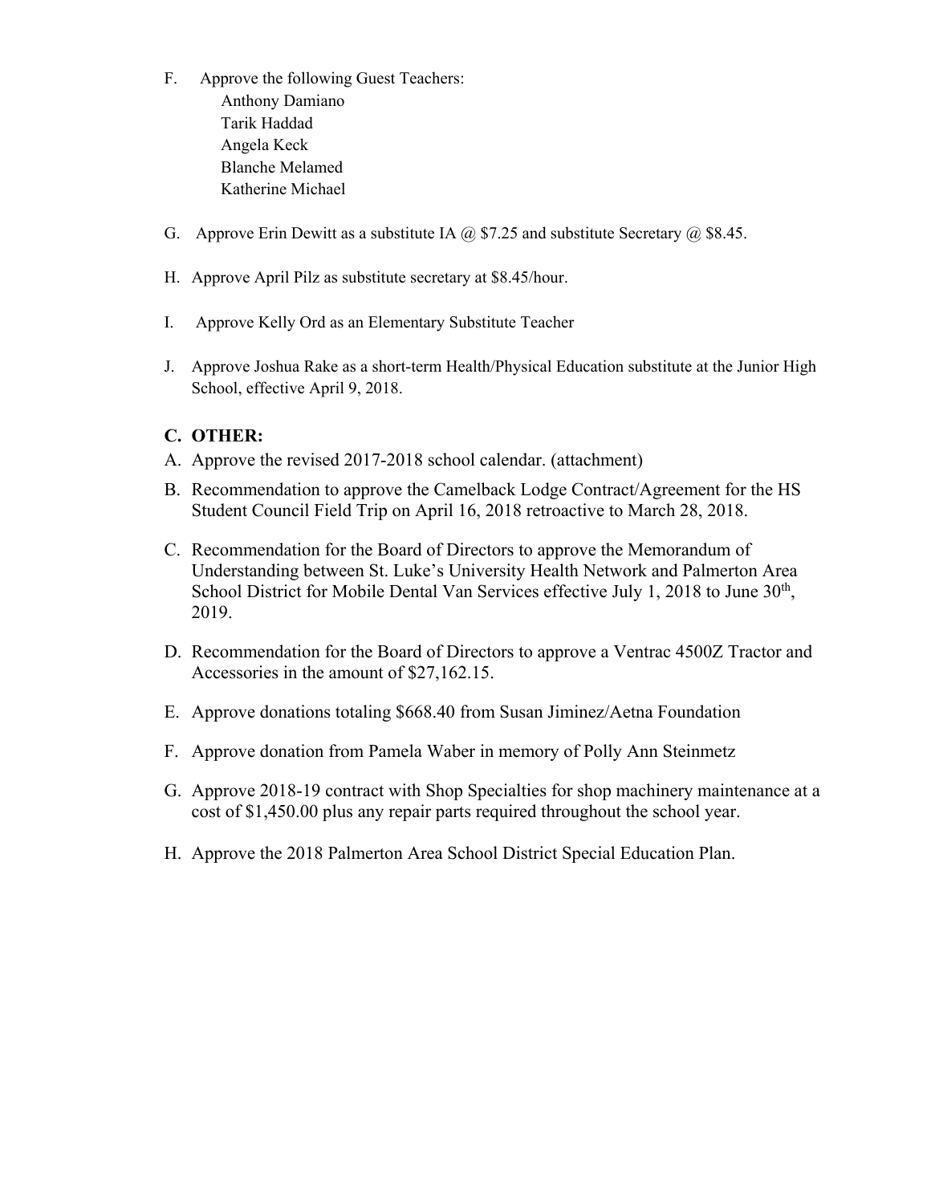F. Approve the following Guest Teachers:
   - Anthony Damiano
   - Tarik Haddad
   - Angela Keck
   - Blanche Melamed
   - Katherine Michael

G. Approve Erin Dewitt as a substitute IA @ $7.25 and substitute Secretary @ $8.45.

H. Approve April Pilz as substitute secretary at $8.45/hour.

I. Approve Kelly Ord as an Elementary Substitute Teacher

J. Approve Joshua Rake as a short-term Health/Physical Education substitute at the Junior High School, effective April 9, 2018.

## C. OTHER:

A. Approve the revised 2017-2018 school calendar. (attachment)

B. Recommendation to approve the Camelback Lodge Contract/Agreement for the HS Student Council Field Trip on April 16, 2018 retroactive to March 28, 2018.

C. Recommendation for the Board of Directors to approve the Memorandum of Understanding between St. Luke's University Health Network and Palmerton Area School District for Mobile Dental Van Services effective July 1, 2018 to June 30th, 2019.

D. Recommendation for the Board of Directors to approve a Ventrac 4500Z Tractor and Accessories in the amount of $27,162.15.

E. Approve donations totaling $668.40 from Susan Jiminez/Aetna Foundation

F. Approve donation from Pamela Waber in memory of Polly Ann Steinmetz

G. Approve 2018-19 contract with Shop Specialties for shop machinery maintenance at a cost of $1,450.00 plus any repair parts required throughout the school year.

H. Approve the 2018 Palmerton Area School District Special Education Plan.